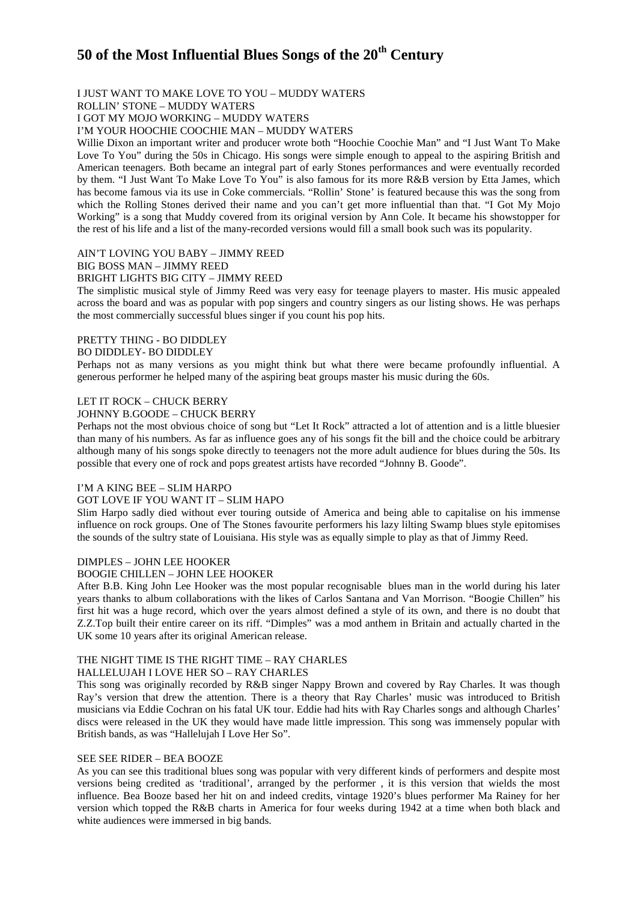# 50 of the Most Influential Blues Songs of the 20th Century

I JUST WANT TO MAKE LOVE TO YOU – MUDDY WATERS
ROLLIN' STONE – MUDDY WATERS
I GOT MY MOJO WORKING – MUDDY WATERS
I'M YOUR HOOCHIE COOCHIE MAN – MUDDY WATERS

Willie Dixon an important writer and producer wrote both "Hoochie Coochie Man" and "I Just Want To Make Love To You" during the 50s in Chicago. His songs were simple enough to appeal to the aspiring British and American teenagers. Both became an integral part of early Stones performances and were eventually recorded by them. "I Just Want To Make Love To You" is also famous for its more R&B version by Etta James, which has become famous via its use in Coke commercials. "Rollin' Stone' is featured because this was the song from which the Rolling Stones derived their name and you can't get more influential than that. "I Got My Mojo Working" is a song that Muddy covered from its original version by Ann Cole. It became his showstopper for the rest of his life and a list of the many-recorded versions would fill a small book such was its popularity.

AIN'T LOVING YOU BABY – JIMMY REED
BIG BOSS MAN – JIMMY REED
BRIGHT LIGHTS BIG CITY – JIMMY REED

The simplistic musical style of Jimmy Reed was very easy for teenage players to master. His music appealed across the board and was as popular with pop singers and country singers as our listing shows. He was perhaps the most commercially successful blues singer if you count his pop hits.

PRETTY THING - BO DIDDLEY
BO DIDDLEY- BO DIDDLEY

Perhaps not as many versions as you might think but what there were became profoundly influential. A generous performer he helped many of the aspiring beat groups master his music during the 60s.

LET IT ROCK – CHUCK BERRY
JOHNNY B.GOODE – CHUCK BERRY

Perhaps not the most obvious choice of song but "Let It Rock" attracted a lot of attention and is a little bluesier than many of his numbers. As far as influence goes any of his songs fit the bill and the choice could be arbitrary although many of his songs spoke directly to teenagers not the more adult audience for blues during the 50s. Its possible that every one of rock and pops greatest artists have recorded "Johnny B. Goode".

I'M A KING BEE – SLIM HARPO
GOT LOVE IF YOU WANT IT – SLIM HAPO

Slim Harpo sadly died without ever touring outside of America and being able to capitalise on his immense influence on rock groups. One of The Stones favourite performers his lazy lilting Swamp blues style epitomises the sounds of the sultry state of Louisiana. His style was as equally simple to play as that of Jimmy Reed.

DIMPLES – JOHN LEE HOOKER
BOOGIE CHILLEN – JOHN LEE HOOKER

After B.B. King John Lee Hooker was the most popular recognisable blues man in the world during his later years thanks to album collaborations with the likes of Carlos Santana and Van Morrison. "Boogie Chillen" his first hit was a huge record, which over the years almost defined a style of its own, and there is no doubt that Z.Z.Top built their entire career on its riff. "Dimples" was a mod anthem in Britain and actually charted in the UK some 10 years after its original American release.

THE NIGHT TIME IS THE RIGHT TIME – RAY CHARLES
HALLELUJAH I LOVE HER SO – RAY CHARLES

This song was originally recorded by R&B singer Nappy Brown and covered by Ray Charles. It was though Ray's version that drew the attention. There is a theory that Ray Charles' music was introduced to British musicians via Eddie Cochran on his fatal UK tour. Eddie had hits with Ray Charles songs and although Charles' discs were released in the UK they would have made little impression. This song was immensely popular with British bands, as was "Hallelujah I Love Her So".

SEE SEE RIDER – BEA BOOZE

As you can see this traditional blues song was popular with very different kinds of performers and despite most versions being credited as 'traditional', arranged by the performer , it is this version that wields the most influence. Bea Booze based her hit on and indeed credits, vintage 1920's blues performer Ma Rainey for her version which topped the R&B charts in America for four weeks during 1942 at a time when both black and white audiences were immersed in big bands.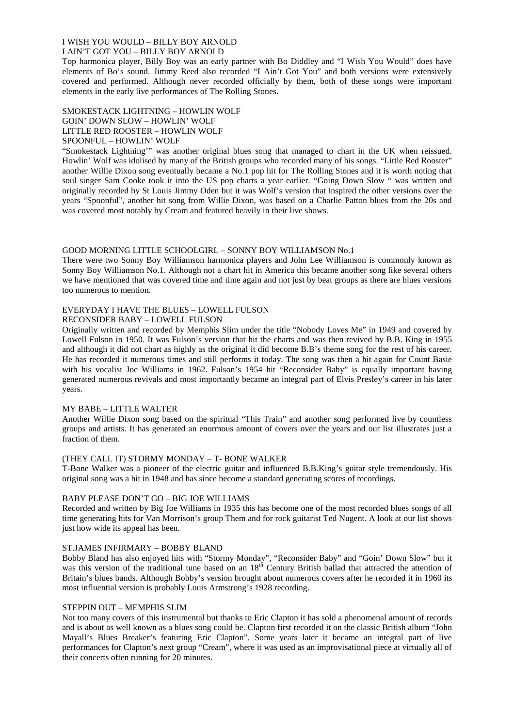I WISH YOU WOULD – BILLY BOY ARNOLD
I AIN'T GOT YOU – BILLY BOY ARNOLD

Top harmonica player, Billy Boy was an early partner with Bo Diddley and "I Wish You Would" does have elements of Bo's sound. Jimmy Reed also recorded "I Ain't Got You" and both versions were extensively covered and performed. Although never recorded officially by them, both of these songs were important elements in the early live performances of The Rolling Stones.

SMOKESTACK LIGHTNING – HOWLIN WOLF
GOIN' DOWN SLOW – HOWLIN' WOLF
LITTLE RED ROOSTER – HOWLIN WOLF
SPOONFUL – HOWLIN' WOLF

"Smokestack Lightning'" was another original blues song that managed to chart in the UK when reissued. Howlin' Wolf was idolised by many of the British groups who recorded many of his songs. "Little Red Rooster" another Willie Dixon song eventually became a No.1 pop hit for The Rolling Stones and it is worth noting that soul singer Sam Cooke took it into the US pop charts a year earlier. "Going Down Slow " was written and originally recorded by St Louis Jimmy Oden but it was Wolf's version that inspired the other versions over the years "Spoonful", another hit song from Willie Dixon, was based on a Charlie Patton blues from the 20s and was covered most notably by Cream and featured heavily in their live shows.

GOOD MORNING LITTLE SCHOOLGIRL – SONNY BOY WILLIAMSON No.1

There were two Sonny Boy Williamson harmonica players and John Lee Williamson is commonly known as Sonny Boy Williamson No.1. Although not a chart hit in America this became another song like several others we have mentioned that was covered time and time again and not just by beat groups as there are blues versions too numerous to mention.

EVERYDAY I HAVE THE BLUES – LOWELL FULSON
RECONSIDER BABY – LOWELL FULSON

Originally written and recorded by Memphis Slim under the title "Nobody Loves Me" in 1949 and covered by Lowell Fulson in 1950. It was Fulson's version that hit the charts and was then revived by B.B. King in 1955 and although it did not chart as highly as the original it did become B.B's theme song for the rest of his career. He has recorded it numerous times and still performs it today. The song was then a hit again for Count Basie with his vocalist Joe Williams in 1962. Fulson's 1954 hit "Reconsider Baby" is equally important having generated numerous revivals and most importantly became an integral part of Elvis Presley's career in his later years.

MY BABE – LITTLE WALTER

Another Willie Dixon song based on the spiritual "This Train" and another song performed live by countless groups and artists. It has generated an enormous amount of covers over the years and our list illustrates just a fraction of them.

(THEY CALL IT) STORMY MONDAY – T- BONE WALKER

T-Bone Walker was a pioneer of the electric guitar and influenced B.B.King's guitar style tremendously. His original song was a hit in 1948 and has since become a standard generating scores of recordings.

BABY PLEASE DON'T GO – BIG JOE WILLIAMS

Recorded and written by Big Joe Williams in 1935 this has become one of the most recorded blues songs of all time generating hits for Van Morrison's group Them and for rock guitarist Ted Nugent. A look at our list shows just how wide its appeal has been.

ST.JAMES INFIRMARY – BOBBY BLAND

Bobby Bland has also enjoyed hits with "Stormy Monday", "Reconsider Baby" and "Goin' Down Slow" but it was this version of the traditional tune based on an 18th Century British ballad that attracted the attention of Britain's blues bands. Although Bobby's version brought about numerous covers after he recorded it in 1960 its most influential version is probably Louis Armstrong's 1928 recording.

STEPPIN OUT – MEMPHIS SLIM

Not too many covers of this instrumental but thanks to Eric Clapton it has sold a phenomenal amount of records and is about as well known as a blues song could be. Clapton first recorded it on the classic British album "John Mayall's Blues Breaker's featuring Eric Clapton". Some years later it became an integral part of live performances for Clapton's next group "Cream", where it was used as an improvisational piece at virtually all of their concerts often running for 20 minutes.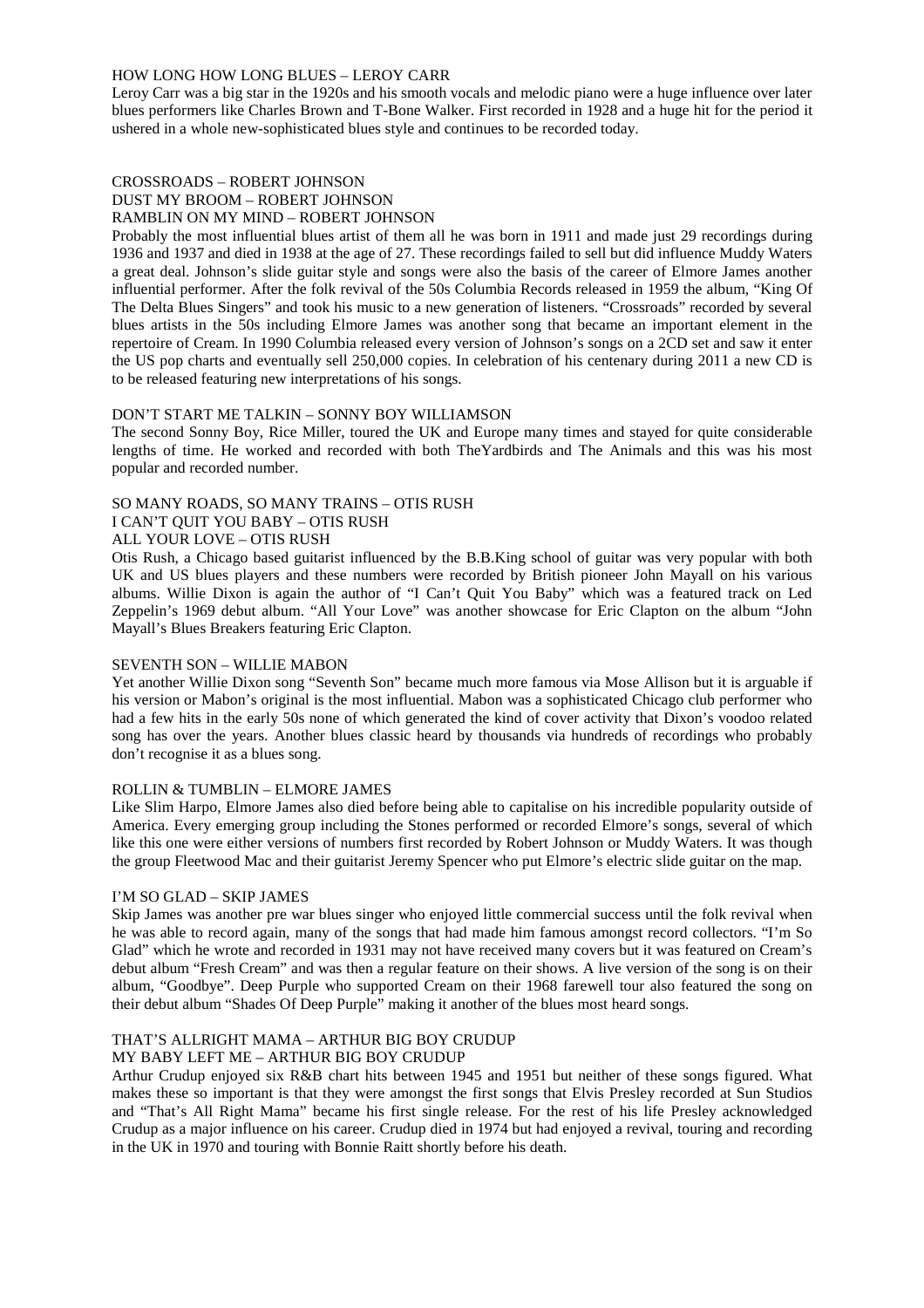### HOW LONG HOW LONG BLUES – LEROY CARR

Leroy Carr was a big star in the 1920s and his smooth vocals and melodic piano were a huge influence over later blues performers like Charles Brown and T-Bone Walker. First recorded in 1928 and a huge hit for the period it ushered in a whole new-sophisticated blues style and continues to be recorded today.

### CROSSROADS – ROBERT JOHNSON
### DUST MY BROOM – ROBERT JOHNSON
### RAMBLIN ON MY MIND – ROBERT JOHNSON

Probably the most influential blues artist of them all he was born in 1911 and made just 29 recordings during 1936 and 1937 and died in 1938 at the age of 27. These recordings failed to sell but did influence Muddy Waters a great deal. Johnson's slide guitar style and songs were also the basis of the career of Elmore James another influential performer. After the folk revival of the 50s Columbia Records released in 1959 the album, "King Of The Delta Blues Singers" and took his music to a new generation of listeners. "Crossroads" recorded by several blues artists in the 50s including Elmore James was another song that became an important element in the repertoire of Cream. In 1990 Columbia released every version of Johnson's songs on a 2CD set and saw it enter the US pop charts and eventually sell 250,000 copies. In celebration of his centenary during 2011 a new CD is to be released featuring new interpretations of his songs.

### DON'T START ME TALKIN – SONNY BOY WILLIAMSON

The second Sonny Boy, Rice Miller, toured the UK and Europe many times and stayed for quite considerable lengths of time. He worked and recorded with both TheYardbirds and The Animals and this was his most popular and recorded number.

### SO MANY ROADS, SO MANY TRAINS – OTIS RUSH
### I CAN'T QUIT YOU BABY – OTIS RUSH
### ALL YOUR LOVE – OTIS RUSH

Otis Rush, a Chicago based guitarist influenced by the B.B.King school of guitar was very popular with both UK and US blues players and these numbers were recorded by British pioneer John Mayall on his various albums. Willie Dixon is again the author of "I Can't Quit You Baby" which was a featured track on Led Zeppelin's 1969 debut album. "All Your Love" was another showcase for Eric Clapton on the album "John Mayall's Blues Breakers featuring Eric Clapton.

### SEVENTH SON – WILLIE MABON

Yet another Willie Dixon song "Seventh Son" became much more famous via Mose Allison but it is arguable if his version or Mabon's original is the most influential. Mabon was a sophisticated Chicago club performer who had a few hits in the early 50s none of which generated the kind of cover activity that Dixon's voodoo related song has over the years. Another blues classic heard by thousands via hundreds of recordings who probably don't recognise it as a blues song.

### ROLLIN & TUMBLIN – ELMORE JAMES

Like Slim Harpo, Elmore James also died before being able to capitalise on his incredible popularity outside of America. Every emerging group including the Stones performed or recorded Elmore's songs, several of which like this one were either versions of numbers first recorded by Robert Johnson or Muddy Waters. It was though the group Fleetwood Mac and their guitarist Jeremy Spencer who put Elmore's electric slide guitar on the map.

### I'M SO GLAD – SKIP JAMES

Skip James was another pre war blues singer who enjoyed little commercial success until the folk revival when he was able to record again, many of the songs that had made him famous amongst record collectors. "I'm So Glad" which he wrote and recorded in 1931 may not have received many covers but it was featured on Cream's debut album "Fresh Cream" and was then a regular feature on their shows. A live version of the song is on their album, "Goodbye". Deep Purple who supported Cream on their 1968 farewell tour also featured the song on their debut album "Shades Of Deep Purple" making it another of the blues most heard songs.

### THAT'S ALLRIGHT MAMA – ARTHUR BIG BOY CRUDUP
### MY BABY LEFT ME – ARTHUR BIG BOY CRUDUP

Arthur Crudup enjoyed six R&B chart hits between 1945 and 1951 but neither of these songs figured. What makes these so important is that they were amongst the first songs that Elvis Presley recorded at Sun Studios and "That's All Right Mama" became his first single release. For the rest of his life Presley acknowledged Crudup as a major influence on his career. Crudup died in 1974 but had enjoyed a revival, touring and recording in the UK in 1970 and touring with Bonnie Raitt shortly before his death.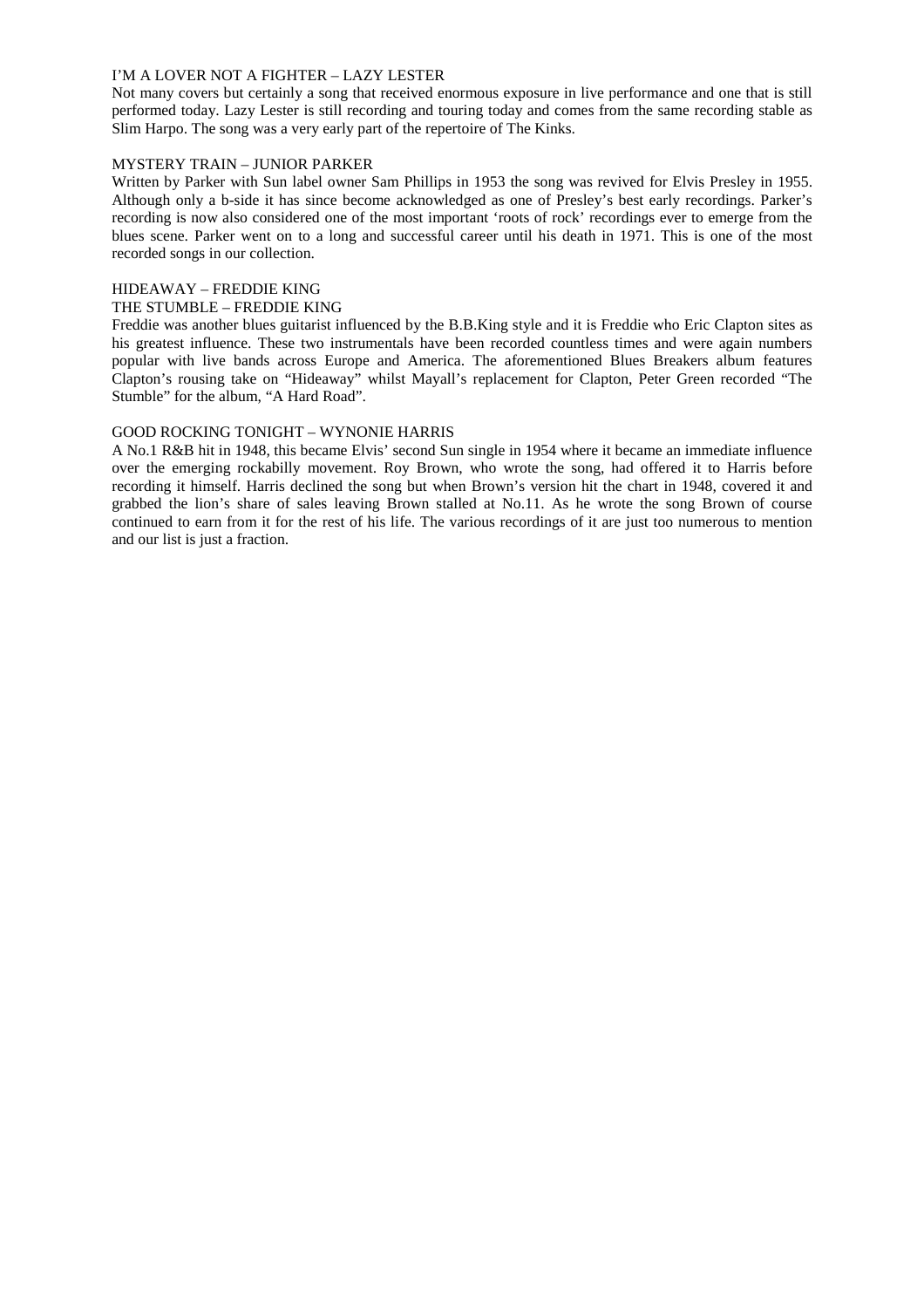### I'M A LOVER NOT A FIGHTER – LAZY LESTER

Not many covers but certainly a song that received enormous exposure in live performance and one that is still performed today. Lazy Lester is still recording and touring today and comes from the same recording stable as Slim Harpo. The song was a very early part of the repertoire of The Kinks.

### MYSTERY TRAIN – JUNIOR PARKER

Written by Parker with Sun label owner Sam Phillips in 1953 the song was revived for Elvis Presley in 1955. Although only a b-side it has since become acknowledged as one of Presley's best early recordings. Parker's recording is now also considered one of the most important 'roots of rock' recordings ever to emerge from the blues scene. Parker went on to a long and successful career until his death in 1971. This is one of the most recorded songs in our collection.

### HIDEAWAY – FREDDIE KING
### THE STUMBLE – FREDDIE KING

Freddie was another blues guitarist influenced by the B.B.King style and it is Freddie who Eric Clapton sites as his greatest influence. These two instrumentals have been recorded countless times and were again numbers popular with live bands across Europe and America. The aforementioned Blues Breakers album features Clapton's rousing take on "Hideaway" whilst Mayall's replacement for Clapton, Peter Green recorded "The Stumble" for the album, "A Hard Road".

### GOOD ROCKING TONIGHT – WYNONIE HARRIS

A No.1 R&B hit in 1948, this became Elvis' second Sun single in 1954 where it became an immediate influence over the emerging rockabilly movement. Roy Brown, who wrote the song, had offered it to Harris before recording it himself. Harris declined the song but when Brown's version hit the chart in 1948, covered it and grabbed the lion's share of sales leaving Brown stalled at No.11. As he wrote the song Brown of course continued to earn from it for the rest of his life. The various recordings of it are just too numerous to mention and our list is just a fraction.